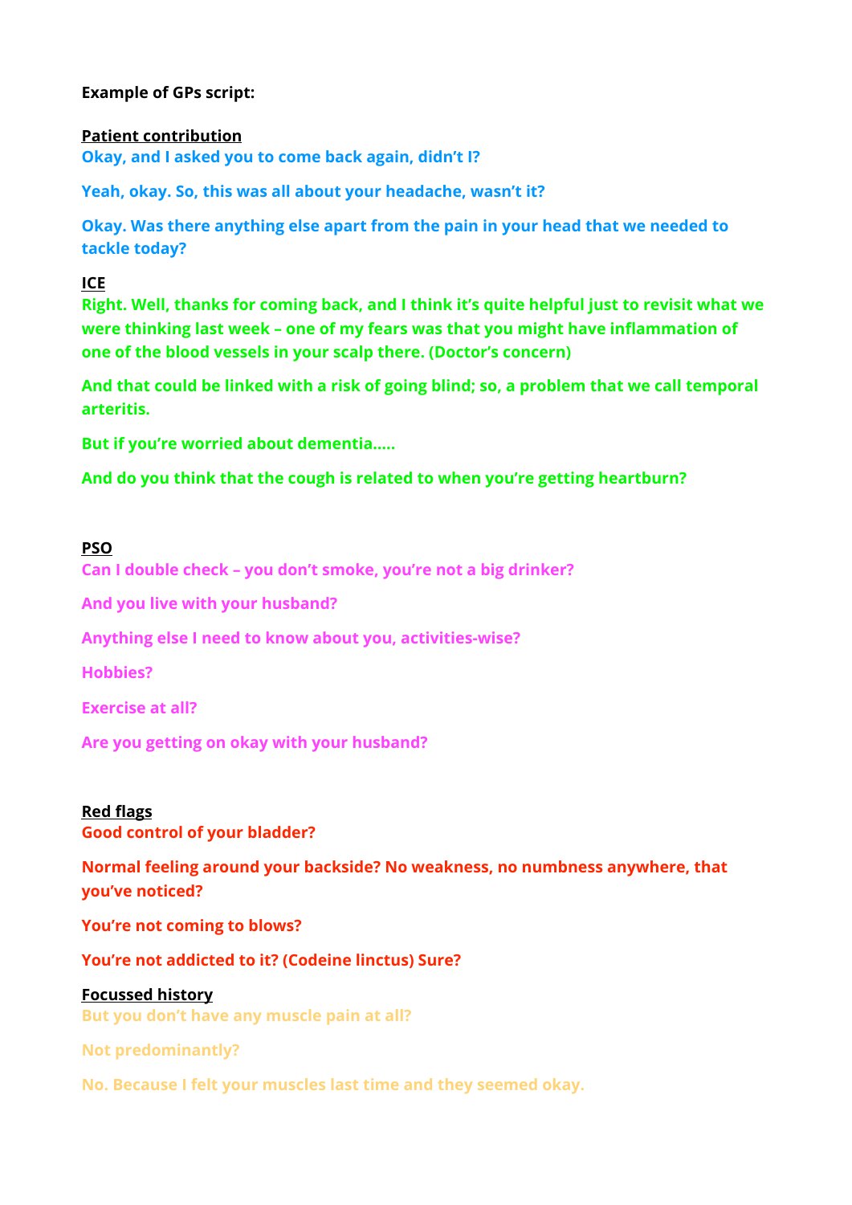**Example of GPs script:**

**Patient contribution**

**Okay, and I asked you to come back again, didn't I?**

**Yeah, okay. So, this was all about your headache, wasn't it?**

**Okay. Was there anything else apart from the pain in your head that we needed to tackle today?**

**ICE**

**Right. Well, thanks for coming back, and I think it's quite helpful just to revisit what we were thinking last week – one of my fears was that you might have inflammation of one of the blood vessels in your scalp there. (Doctor's concern)**

**And that could be linked with a risk of going blind; so, a problem that we call temporal arteritis.**

**But if you're worried about dementia…..**

**And do you think that the cough is related to when you're getting heartburn?**

**PSO**

**Can I double check – you don't smoke, you're not a big drinker?**

**And you live with your husband?**

**Anything else I need to know about you, activities-wise?**

**Hobbies?**

**Exercise at all?**

**Are you getting on okay with your husband?**

**Red flags**

**Good control of your bladder?**

**Normal feeling around your backside? No weakness, no numbness anywhere, that you've noticed?**

**You're not coming to blows?**

**You're not addicted to it? (Codeine linctus) Sure?**

**Focussed history**

**But you don't have any muscle pain at all?**

**Not predominantly?**

**No. Because I felt your muscles last time and they seemed okay.**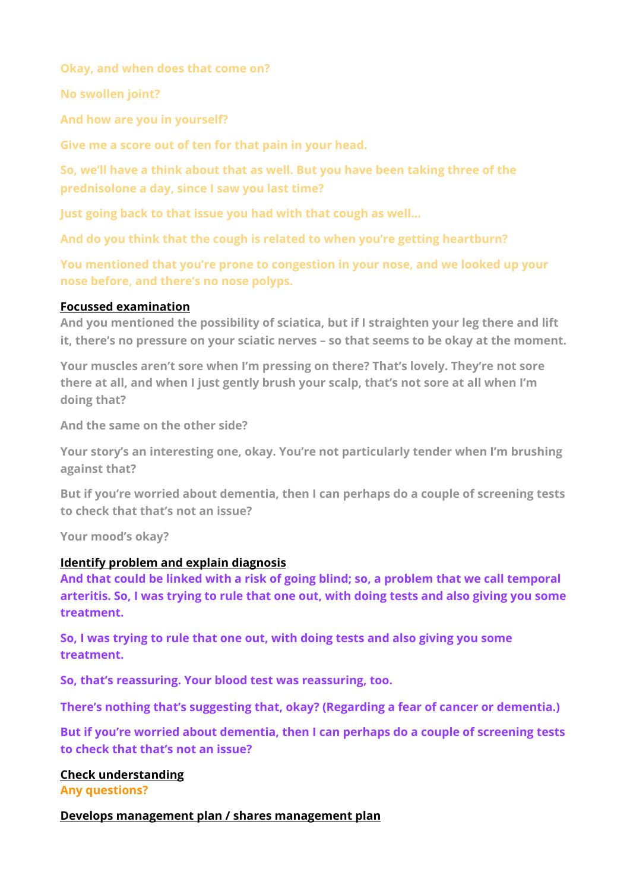Okay, and when does that come on?

No swollen joint?

And how are you in yourself?

Give me a score out of ten for that pain in your head.

So, we'll have a think about that as well. But you have been taking three of the prednisolone a day, since I saw you last time?

Just going back to that issue you had with that cough as well...

And do you think that the cough is related to when you're getting heartburn?

You mentioned that you're prone to congestion in your nose, and we looked up your nose before, and there's no nose polyps.

**Focussed examination**

And you mentioned the possibility of sciatica, but if I straighten your leg there and lift it, there's no pressure on your sciatic nerves – so that seems to be okay at the moment.

Your muscles aren't sore when I'm pressing on there? That's lovely. They're not sore there at all, and when I just gently brush your scalp, that's not sore at all when I'm doing that?

And the same on the other side?

Your story's an interesting one, okay. You're not particularly tender when I'm brushing against that?

But if you're worried about dementia, then I can perhaps do a couple of screening tests to check that that's not an issue?

Your mood's okay?

**Identify problem and explain diagnosis**

And that could be linked with a risk of going blind; so, a problem that we call temporal arteritis. So, I was trying to rule that one out, with doing tests and also giving you some treatment.

So, I was trying to rule that one out, with doing tests and also giving you some treatment.

So, that's reassuring. Your blood test was reassuring, too.

There's nothing that's suggesting that, okay? (Regarding a fear of cancer or dementia.)

But if you're worried about dementia, then I can perhaps do a couple of screening tests to check that that's not an issue?

**Check understanding**

Any questions?

**Develops management plan / shares management plan**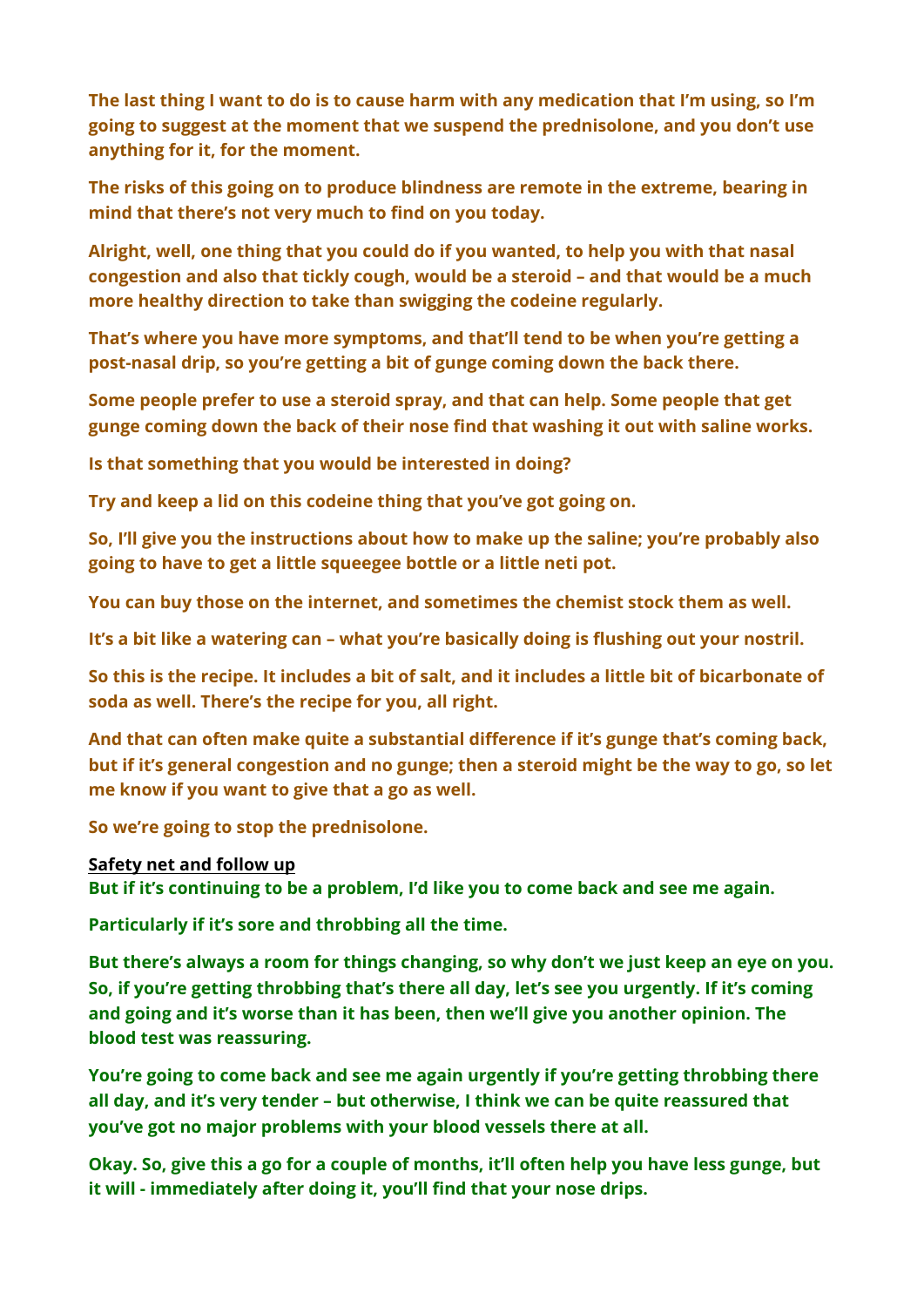**The last thing I want to do is to cause harm with any medication that I'm using, so I'm going to suggest at the moment that we suspend the prednisolone, and you don't use anything for it, for the moment.**

**The risks of this going on to produce blindness are remote in the extreme, bearing in mind that there's not very much to find on you today.**

**Alright, well, one thing that you could do if you wanted, to help you with that nasal congestion and also that tickly cough, would be a steroid – and that would be a much more healthy direction to take than swigging the codeine regularly.**

**That's where you have more symptoms, and that'll tend to be when you're getting a post-nasal drip, so you're getting a bit of gunge coming down the back there.**

**Some people prefer to use a steroid spray, and that can help. Some people that get gunge coming down the back of their nose find that washing it out with saline works.**

**Is that something that you would be interested in doing?**

**Try and keep a lid on this codeine thing that you've got going on.**

**So, I'll give you the instructions about how to make up the saline; you're probably also going to have to get a little squeegee bottle or a little neti pot.**

**You can buy those on the internet, and sometimes the chemist stock them as well.**

**It's a bit like a watering can – what you're basically doing is flushing out your nostril.**

**So this is the recipe. It includes a bit of salt, and it includes a little bit of bicarbonate of soda as well. There's the recipe for you, all right.**

**And that can often make quite a substantial difference if it's gunge that's coming back, but if it's general congestion and no gunge; then a steroid might be the way to go, so let me know if you want to give that a go as well.**

**So we're going to stop the prednisolone.**

**Safety net and follow up**

**But if it's continuing to be a problem, I'd like you to come back and see me again.**

**Particularly if it's sore and throbbing all the time.**

**But there's always a room for things changing, so why don't we just keep an eye on you. So, if you're getting throbbing that's there all day, let's see you urgently. If it's coming and going and it's worse than it has been, then we'll give you another opinion. The blood test was reassuring.**

**You're going to come back and see me again urgently if you're getting throbbing there all day, and it's very tender – but otherwise, I think we can be quite reassured that you've got no major problems with your blood vessels there at all.**

**Okay. So, give this a go for a couple of months, it'll often help you have less gunge, but it will - immediately after doing it, you'll find that your nose drips.**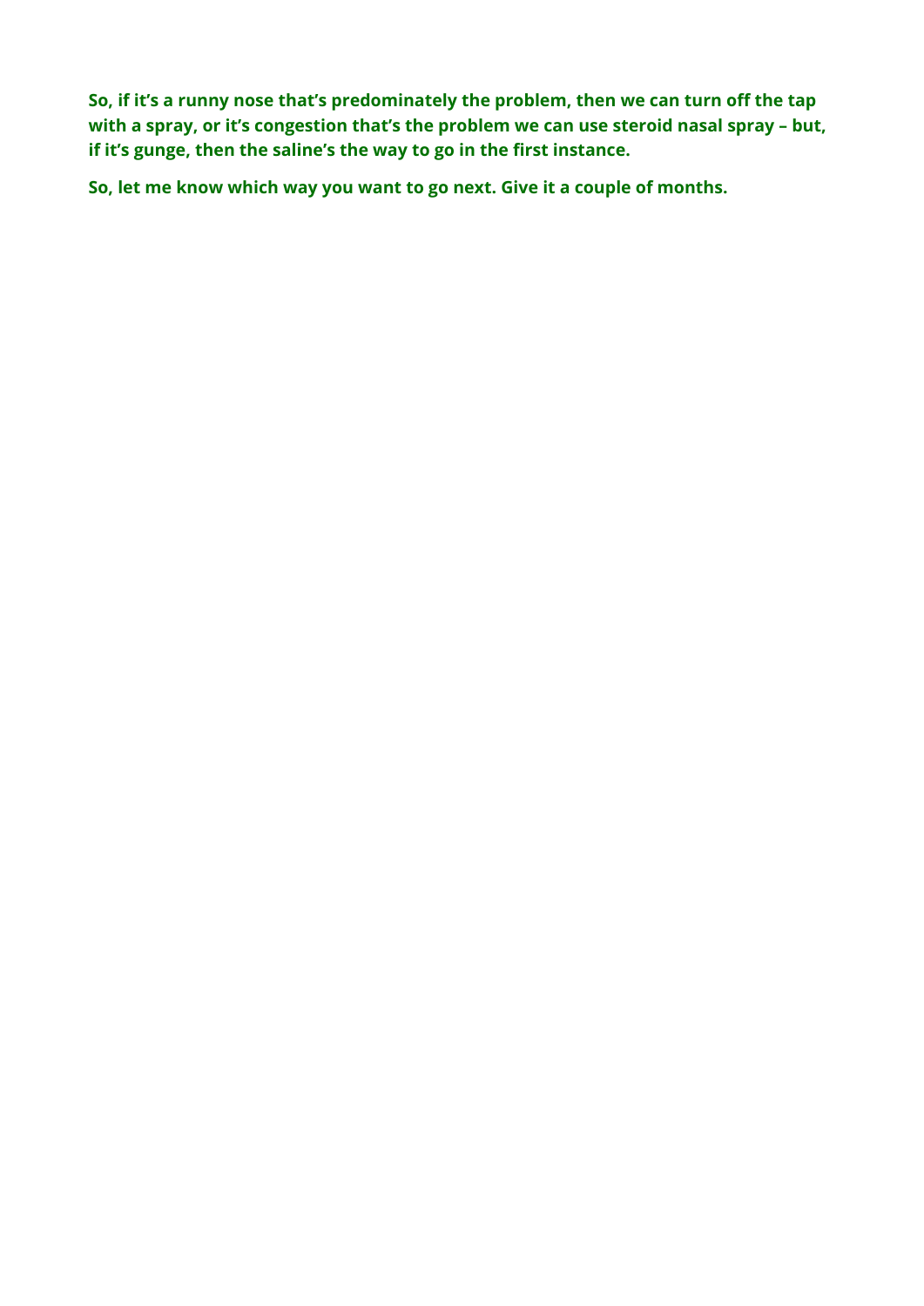**So, if it's a runny nose that's predominately the problem, then we can turn off the tap with a spray, or it's congestion that's the problem we can use steroid nasal spray – but, if it's gunge, then the saline's the way to go in the first instance.**

**So, let me know which way you want to go next. Give it a couple of months.**